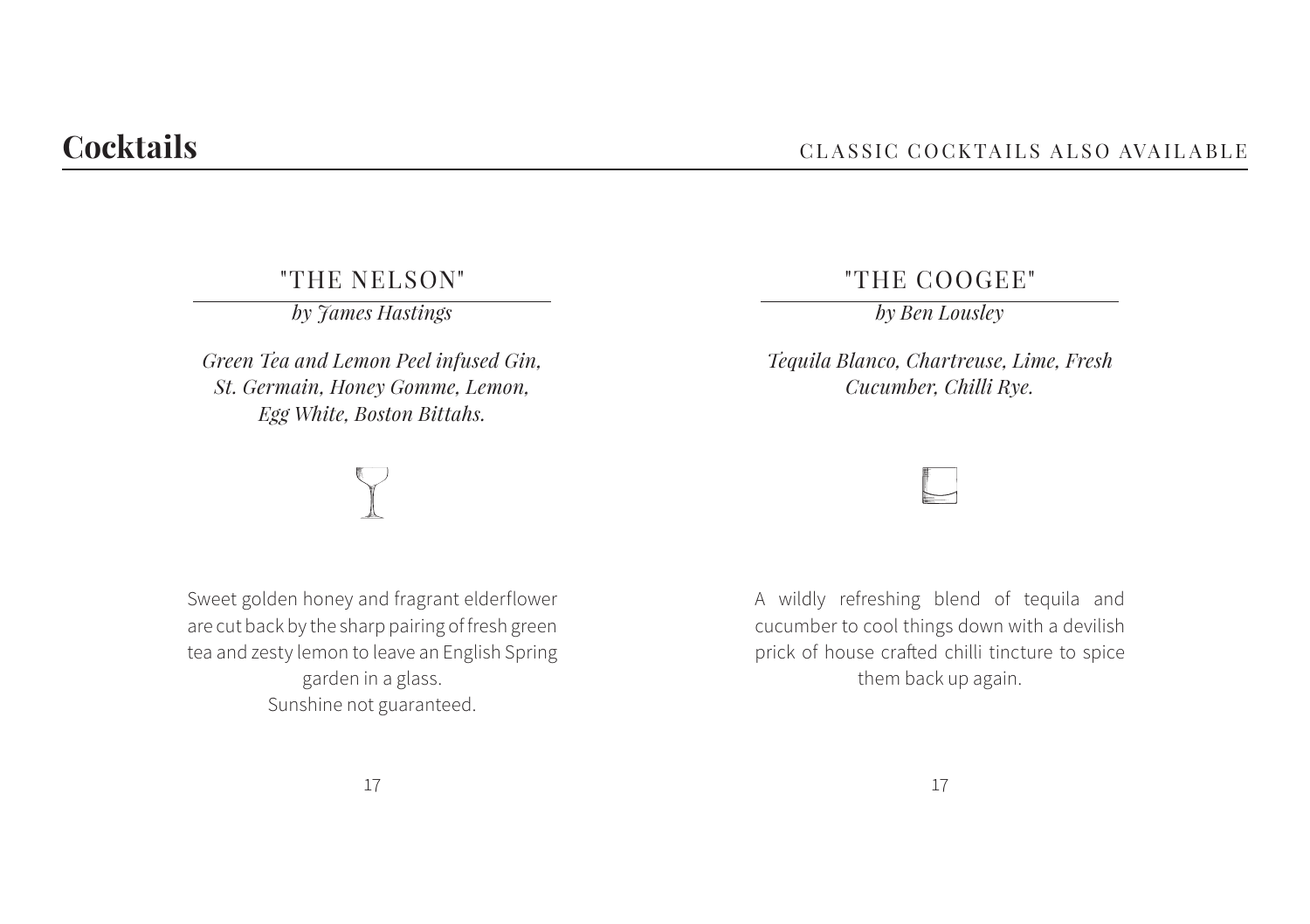# Cocktails

CLASSIC COCKTAILS ALSO AVAILABLE

## "THE NELSON"

*by James Hastings*

*Green Tea and Lemon Peel infused Gin, St. Germain, Honey Gomme, Lemon, Egg White, Boston Bittahs.*

Sweet golden honey and fragrant elderflower are cut back by the sharp pairing of fresh green tea and zesty lemon to leave an English Spring garden in a glass.
Sunshine not guaranteed.

17

## "THE COOGEE"

*by Ben Lousley*

*Tequila Blanco, Chartreuse, Lime, Fresh Cucumber, Chilli Rye.*

A wildly refreshing blend of tequila and cucumber to cool things down with a devilish prick of house crafted chilli tincture to spice them back up again.

17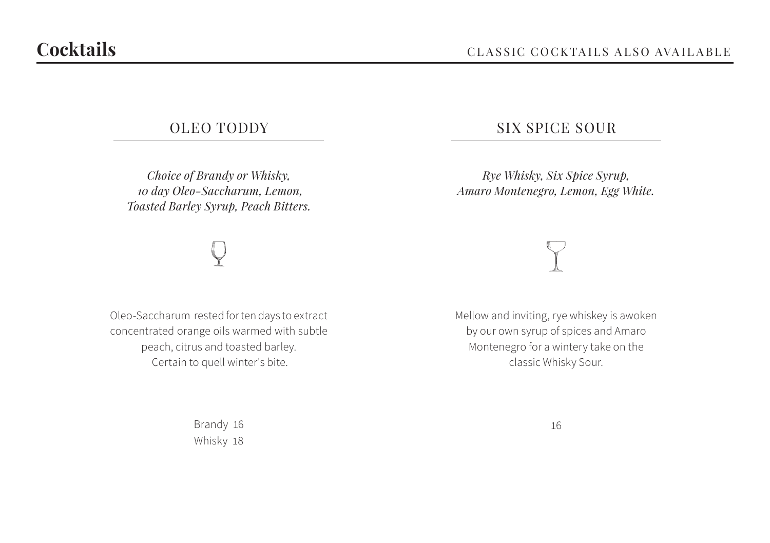# Cocktails

CLASSIC COCKTAILS ALSO AVAILABLE

## OLEO TODDY

*Choice of Brandy or Whisky,*
*10 day Oleo-Saccharum, Lemon,*
*Toasted Barley Syrup, Peach Bitters.*

Oleo-Saccharum rested for ten days to extract concentrated orange oils warmed with subtle peach, citrus and toasted barley.
Certain to quell winter's bite.

Brandy 16
Whisky 18

## SIX SPICE SOUR

*Rye Whisky, Six Spice Syrup,*
*Amaro Montenegro, Lemon, Egg White.*

Mellow and inviting, rye whiskey is awoken by our own syrup of spices and Amaro Montenegro for a wintery take on the classic Whisky Sour.

16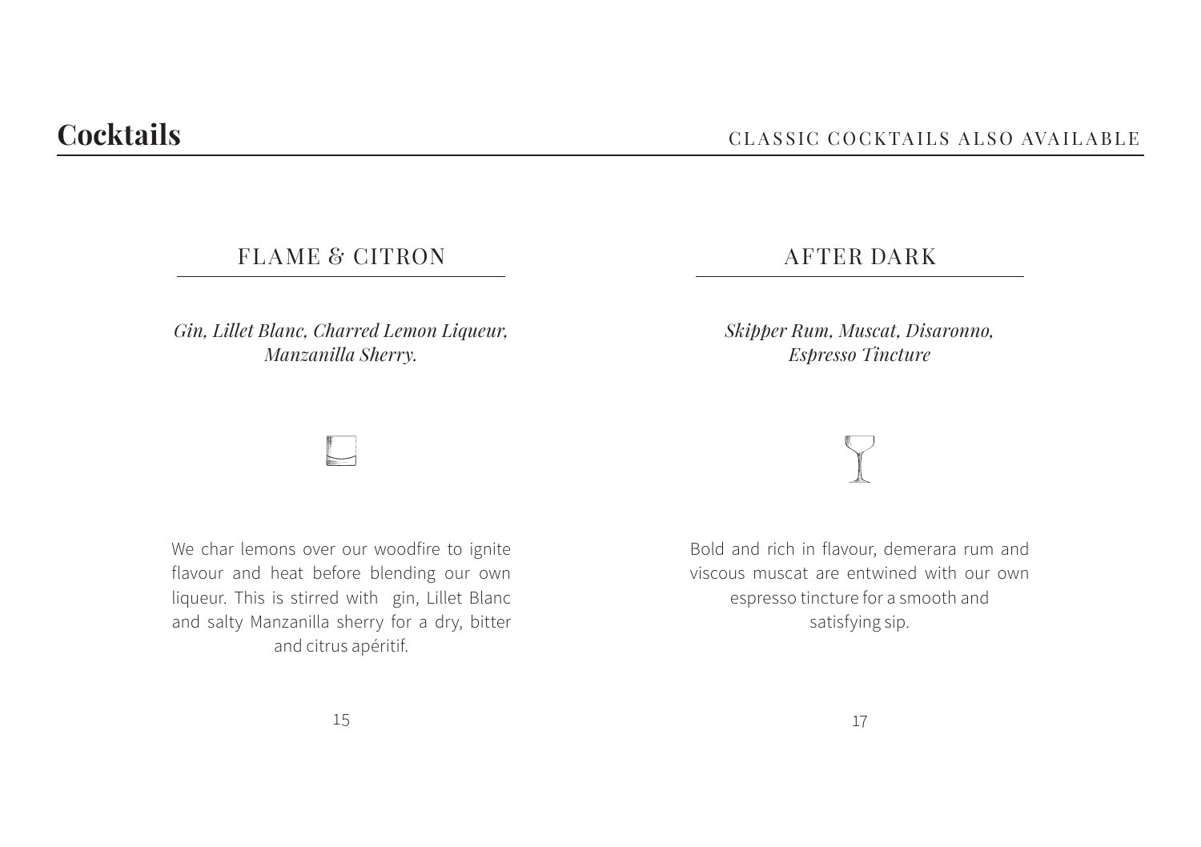# Cocktails

CLASSIC COCKTAILS ALSO AVAILABLE

## FLAME & CITRON

*Gin, Lillet Blanc, Charred Lemon Liqueur, Manzanilla Sherry.*

We char lemons over our woodfire to ignite flavour and heat before blending our own liqueur. This is stirred with gin, Lillet Blanc and salty Manzanilla sherry for a dry, bitter and citrus apéritif.

15

## AFTER DARK

*Skipper Rum, Muscat, Disaronno, Espresso Tincture*

Bold and rich in flavour, demerara rum and viscous muscat are entwined with our own espresso tincture for a smooth and satisfying sip.

17